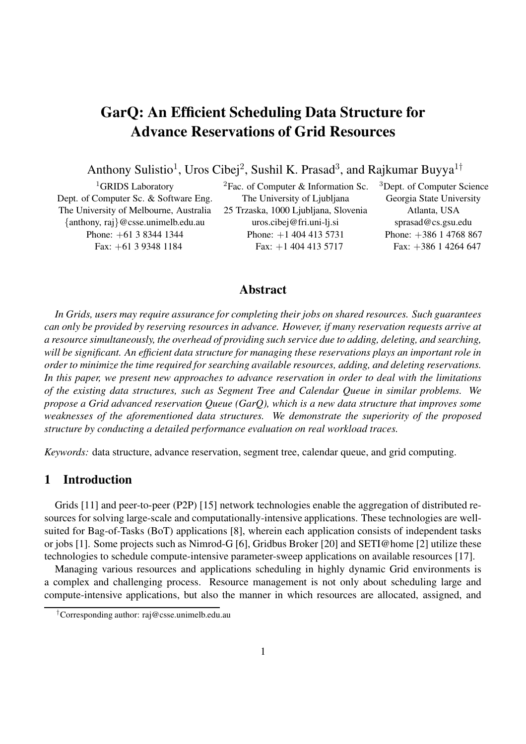# GarQ: An Efficient Scheduling Data Structure for Advance Reservations of Grid Resources

Anthony Sulistio[1], Uros Cibej[2], Sushil K. Prasad[3], and Rajkumar Buyya[1†]

[1]GRIDS Laboratory
Dept. of Computer Sc. & Software Eng.
The University of Melbourne, Australia
{anthony, raj}@csse.unimelb.edu.au
Phone: +61 3 8344 1344
Fax: +61 3 9348 1184

[2]Fac. of Computer & Information Sc.
The University of Ljubljana
25 Trzaska, 1000 Ljubljana, Slovenia
uros.cibej@fri.uni-lj.si
Phone: +1 404 413 5731
Fax: +1 404 413 5717

[3]Dept. of Computer Science
Georgia State University
Atlanta, USA
sprasad@cs.gsu.edu
Phone: +386 1 4768 867
Fax: +386 1 4264 647

## Abstract

*In Grids, users may require assurance for completing their jobs on shared resources. Such guarantees can only be provided by reserving resources in advance. However, if many reservation requests arrive at a resource simultaneously, the overhead of providing such service due to adding, deleting, and searching, will be significant. An efficient data structure for managing these reservations plays an important role in order to minimize the time required for searching available resources, adding, and deleting reservations. In this paper, we present new approaches to advance reservation in order to deal with the limitations of the existing data structures, such as Segment Tree and Calendar Queue in similar problems. We propose a Grid advanced reservation Queue (GarQ), which is a new data structure that improves some weaknesses of the aforementioned data structures. We demonstrate the superiority of the proposed structure by conducting a detailed performance evaluation on real workload traces.*

*Keywords:* data structure, advance reservation, segment tree, calendar queue, and grid computing.

## 1 Introduction

Grids [11] and peer-to-peer (P2P) [15] network technologies enable the aggregation of distributed resources for solving large-scale and computationally-intensive applications. These technologies are well-suited for Bag-of-Tasks (BoT) applications [8], wherein each application consists of independent tasks or jobs [1]. Some projects such as Nimrod-G [6], Gridbus Broker [20] and SETI@home [2] utilize these technologies to schedule compute-intensive parameter-sweep applications on available resources [17].

Managing various resources and applications scheduling in highly dynamic Grid environments is a complex and challenging process. Resource management is not only about scheduling large and compute-intensive applications, but also the manner in which resources are allocated, assigned, and

†Corresponding author: raj@csse.unimelb.edu.au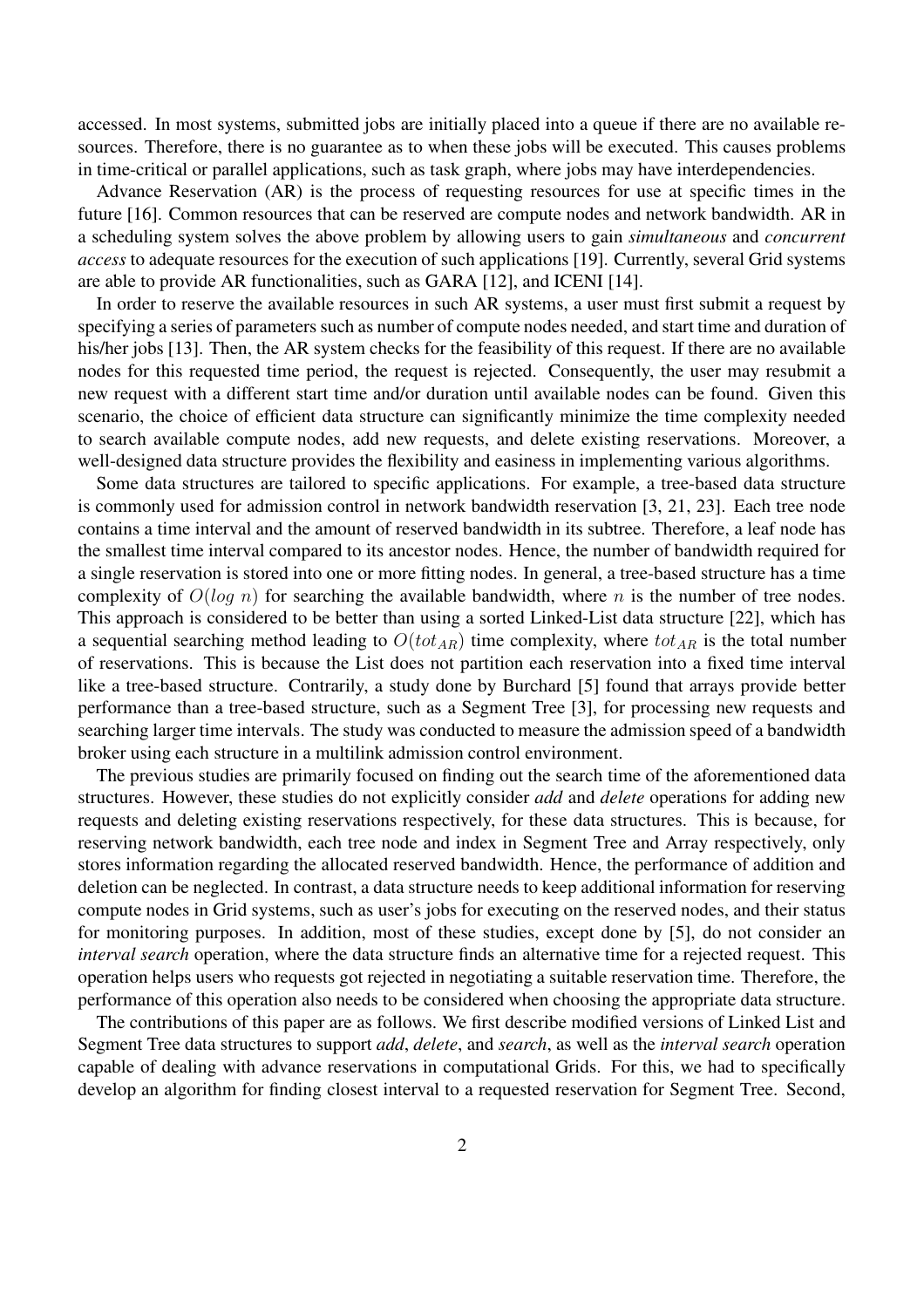accessed. In most systems, submitted jobs are initially placed into a queue if there are no available resources. Therefore, there is no guarantee as to when these jobs will be executed. This causes problems in time-critical or parallel applications, such as task graph, where jobs may have interdependencies.

Advance Reservation (AR) is the process of requesting resources for use at specific times in the future [16]. Common resources that can be reserved are compute nodes and network bandwidth. AR in a scheduling system solves the above problem by allowing users to gain *simultaneous* and *concurrent access* to adequate resources for the execution of such applications [19]. Currently, several Grid systems are able to provide AR functionalities, such as GARA [12], and ICENI [14].

In order to reserve the available resources in such AR systems, a user must first submit a request by specifying a series of parameters such as number of compute nodes needed, and start time and duration of his/her jobs [13]. Then, the AR system checks for the feasibility of this request. If there are no available nodes for this requested time period, the request is rejected. Consequently, the user may resubmit a new request with a different start time and/or duration until available nodes can be found. Given this scenario, the choice of efficient data structure can significantly minimize the time complexity needed to search available compute nodes, add new requests, and delete existing reservations. Moreover, a well-designed data structure provides the flexibility and easiness in implementing various algorithms.

Some data structures are tailored to specific applications. For example, a tree-based data structure is commonly used for admission control in network bandwidth reservation [3, 21, 23]. Each tree node contains a time interval and the amount of reserved bandwidth in its subtree. Therefore, a leaf node has the smallest time interval compared to its ancestor nodes. Hence, the number of bandwidth required for a single reservation is stored into one or more fitting nodes. In general, a tree-based structure has a time complexity of $O(log\ n)$ for searching the available bandwidth, where $n$ is the number of tree nodes. This approach is considered to be better than using a sorted Linked-List data structure [22], which has a sequential searching method leading to $O(tot_{AR})$ time complexity, where $tot_{AR}$ is the total number of reservations. This is because the List does not partition each reservation into a fixed time interval like a tree-based structure. Contrarily, a study done by Burchard [5] found that arrays provide better performance than a tree-based structure, such as a Segment Tree [3], for processing new requests and searching larger time intervals. The study was conducted to measure the admission speed of a bandwidth broker using each structure in a multilink admission control environment.

The previous studies are primarily focused on finding out the search time of the aforementioned data structures. However, these studies do not explicitly consider *add* and *delete* operations for adding new requests and deleting existing reservations respectively, for these data structures. This is because, for reserving network bandwidth, each tree node and index in Segment Tree and Array respectively, only stores information regarding the allocated reserved bandwidth. Hence, the performance of addition and deletion can be neglected. In contrast, a data structure needs to keep additional information for reserving compute nodes in Grid systems, such as user's jobs for executing on the reserved nodes, and their status for monitoring purposes. In addition, most of these studies, except done by [5], do not consider an *interval search* operation, where the data structure finds an alternative time for a rejected request. This operation helps users who requests got rejected in negotiating a suitable reservation time. Therefore, the performance of this operation also needs to be considered when choosing the appropriate data structure.

The contributions of this paper are as follows. We first describe modified versions of Linked List and Segment Tree data structures to support *add*, *delete*, and *search*, as well as the *interval search* operation capable of dealing with advance reservations in computational Grids. For this, we had to specifically develop an algorithm for finding closest interval to a requested reservation for Segment Tree. Second,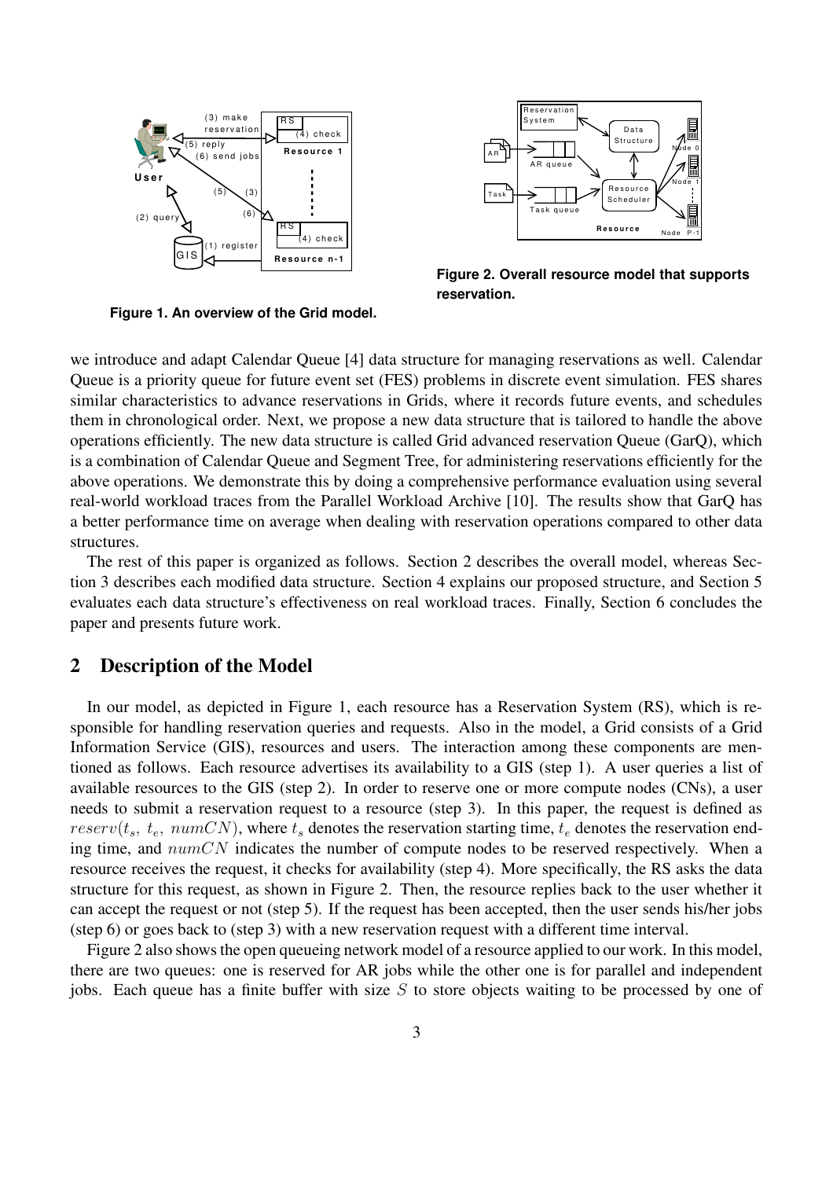Figure 1. An overview of the Grid model.

Figure 2. Overall resource model that supports reservation.

we introduce and adapt Calendar Queue [4] data structure for managing reservations as well. Calendar Queue is a priority queue for future event set (FES) problems in discrete event simulation. FES shares similar characteristics to advance reservations in Grids, where it records future events, and schedules them in chronological order. Next, we propose a new data structure that is tailored to handle the above operations efficiently. The new data structure is called Grid advanced reservation Queue (GarQ), which is a combination of Calendar Queue and Segment Tree, for administering reservations efficiently for the above operations. We demonstrate this by doing a comprehensive performance evaluation using several real-world workload traces from the Parallel Workload Archive [10]. The results show that GarQ has a better performance time on average when dealing with reservation operations compared to other data structures.

The rest of this paper is organized as follows. Section 2 describes the overall model, whereas Section 3 describes each modified data structure. Section 4 explains our proposed structure, and Section 5 evaluates each data structure's effectiveness on real workload traces. Finally, Section 6 concludes the paper and presents future work.

## 2 Description of the Model

In our model, as depicted in Figure 1, each resource has a Reservation System (RS), which is responsible for handling reservation queries and requests. Also in the model, a Grid consists of a Grid Information Service (GIS), resources and users. The interaction among these components are mentioned as follows. Each resource advertises its availability to a GIS (step 1). A user queries a list of available resources to the GIS (step 2). In order to reserve one or more compute nodes (CNs), a user needs to submit a reservation request to a resource (step 3). In this paper, the request is defined as $reserv(t_s,\ t_e,\ numCN)$, where $t_s$ denotes the reservation starting time, $t_e$ denotes the reservation ending time, and $numCN$ indicates the number of compute nodes to be reserved respectively. When a resource receives the request, it checks for availability (step 4). More specifically, the RS asks the data structure for this request, as shown in Figure 2. Then, the resource replies back to the user whether it can accept the request or not (step 5). If the request has been accepted, then the user sends his/her jobs (step 6) or goes back to (step 3) with a new reservation request with a different time interval.

Figure 2 also shows the open queueing network model of a resource applied to our work. In this model, there are two queues: one is reserved for AR jobs while the other one is for parallel and independent jobs. Each queue has a finite buffer with size $S$ to store objects waiting to be processed by one of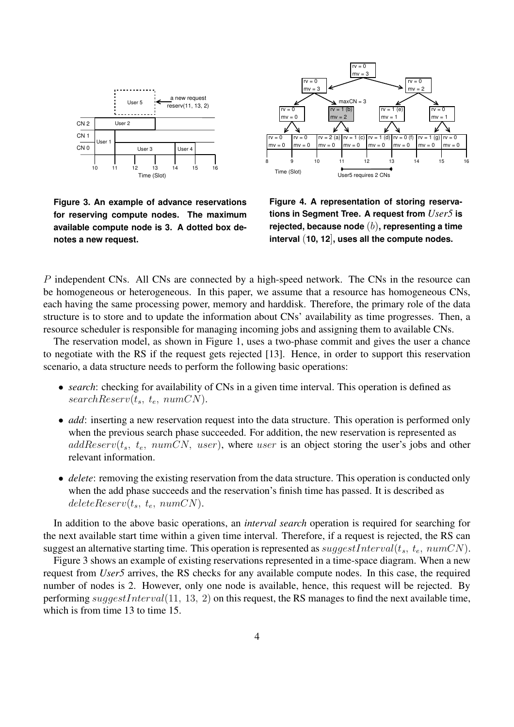**Figure 3. An example of advance reservations for reserving compute nodes. The maximum available compute node is 3. A dotted box denotes a new request.**

**Figure 4. A representation of storing reservations in Segment Tree. A request from *User5* is rejected, because node $(b)$, representing a time interval $(10, 12]$, uses all the compute nodes.**

$P$ independent CNs. All CNs are connected by a high-speed network. The CNs in the resource can be homogeneous or heterogeneous. In this paper, we assume that a resource has homogeneous CNs, each having the same processing power, memory and harddisk. Therefore, the primary role of the data structure is to store and to update the information about CNs' availability as time progresses. Then, a resource scheduler is responsible for managing incoming jobs and assigning them to available CNs.

The reservation model, as shown in Figure 1, uses a two-phase commit and gives the user a chance to negotiate with the RS if the request gets rejected [13]. Hence, in order to support this reservation scenario, a data structure needs to perform the following basic operations:

- *search*: checking for availability of CNs in a given time interval. This operation is defined as $searchReserv(t_s,\ t_e,\ numCN)$.
- *add*: inserting a new reservation request into the data structure. This operation is performed only when the previous search phase succeeded. For addition, the new reservation is represented as $addReserv(t_s,\ t_e,\ numCN,\ user)$, where $user$ is an object storing the user's jobs and other relevant information.
- *delete*: removing the existing reservation from the data structure. This operation is conducted only when the add phase succeeds and the reservation's finish time has passed. It is described as $deleteReserv(t_s,\ t_e,\ numCN)$.

In addition to the above basic operations, an *interval search* operation is required for searching for the next available start time within a given time interval. Therefore, if a request is rejected, the RS can suggest an alternative starting time. This operation is represented as $suggestInterval(t_s,\ t_e,\ numCN)$.

Figure 3 shows an example of existing reservations represented in a time-space diagram. When a new request from *User5* arrives, the RS checks for any available compute nodes. In this case, the required number of nodes is 2. However, only one node is available, hence, this request will be rejected. By performing $suggestInterval(11,\ 13,\ 2)$ on this request, the RS manages to find the next available time, which is from time 13 to time 15.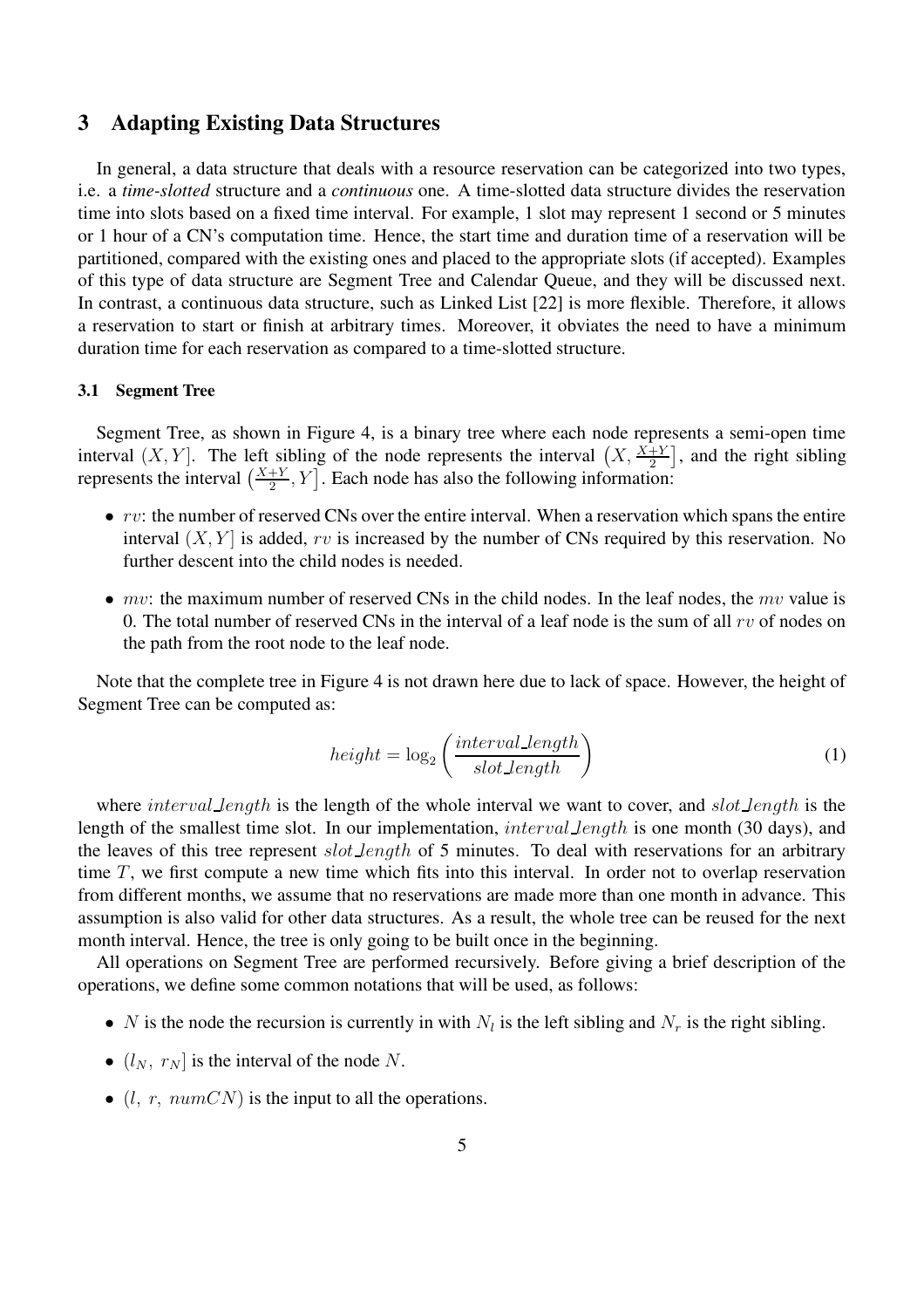## 3 Adapting Existing Data Structures

In general, a data structure that deals with a resource reservation can be categorized into two types, i.e. a *time-slotted* structure and a *continuous* one. A time-slotted data structure divides the reservation time into slots based on a fixed time interval. For example, 1 slot may represent 1 second or 5 minutes or 1 hour of a CN's computation time. Hence, the start time and duration time of a reservation will be partitioned, compared with the existing ones and placed to the appropriate slots (if accepted). Examples of this type of data structure are Segment Tree and Calendar Queue, and they will be discussed next. In contrast, a continuous data structure, such as Linked List [22] is more flexible. Therefore, it allows a reservation to start or finish at arbitrary times. Moreover, it obviates the need to have a minimum duration time for each reservation as compared to a time-slotted structure.

### 3.1 Segment Tree

Segment Tree, as shown in Figure 4, is a binary tree where each node represents a semi-open time interval $(X, Y]$. The left sibling of the node represents the interval $\left(X, \frac{X+Y}{2}\right]$, and the right sibling represents the interval $\left(\frac{X+Y}{2}, Y\right]$. Each node has also the following information:

- $rv$: the number of reserved CNs over the entire interval. When a reservation which spans the entire interval $(X, Y]$ is added, $rv$ is increased by the number of CNs required by this reservation. No further descent into the child nodes is needed.
- $mv$: the maximum number of reserved CNs in the child nodes. In the leaf nodes, the $mv$ value is 0. The total number of reserved CNs in the interval of a leaf node is the sum of all $rv$ of nodes on the path from the root node to the leaf node.

Note that the complete tree in Figure 4 is not drawn here due to lack of space. However, the height of Segment Tree can be computed as:

$$height = \log_2 \left( \frac{interval\_length}{slot\_length} \right) \tag{1}$$

where $interval\_length$ is the length of the whole interval we want to cover, and $slot\_length$ is the length of the smallest time slot. In our implementation, $interval\_length$ is one month (30 days), and the leaves of this tree represent $slot\_length$ of 5 minutes. To deal with reservations for an arbitrary time $T$, we first compute a new time which fits into this interval. In order not to overlap reservation from different months, we assume that no reservations are made more than one month in advance. This assumption is also valid for other data structures. As a result, the whole tree can be reused for the next month interval. Hence, the tree is only going to be built once in the beginning.

All operations on Segment Tree are performed recursively. Before giving a brief description of the operations, we define some common notations that will be used, as follows:

- $N$ is the node the recursion is currently in with $N_l$ is the left sibling and $N_r$ is the right sibling.
- $(l_N,\ r_N]$ is the interval of the node $N$.
- $(l,\ r,\ numCN)$ is the input to all the operations.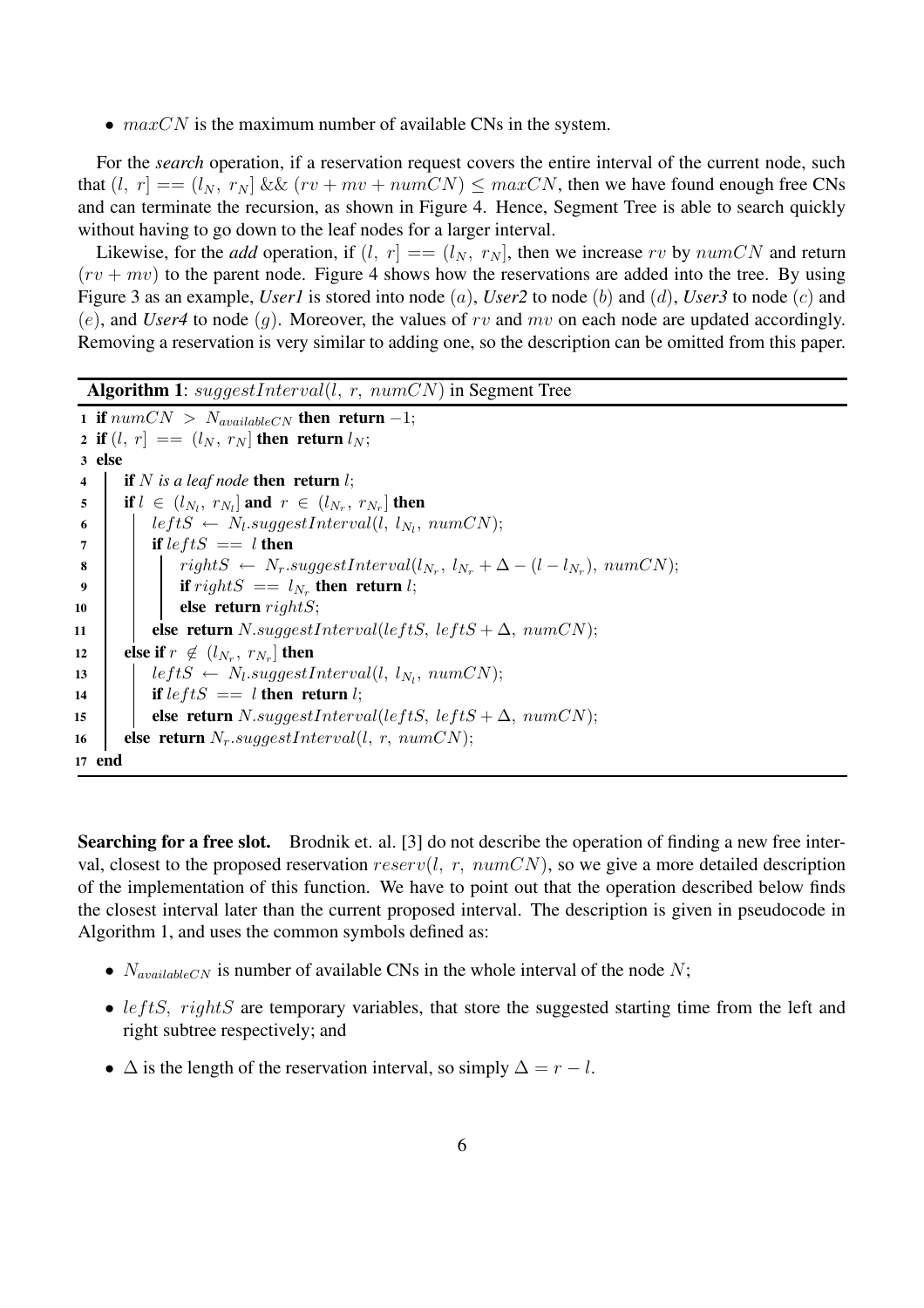- $maxCN$ is the maximum number of available CNs in the system.

For the ***search*** operation, if a reservation request covers the entire interval of the current node, such that $(l,\ r] == (l_N,\ r_N]$ && $(rv + mv + numCN) \leq maxCN$, then we have found enough free CNs and can terminate the recursion, as shown in Figure 4. Hence, Segment Tree is able to search quickly without having to go down to the leaf nodes for a larger interval.

Likewise, for the ***add*** operation, if $(l,\ r] == (l_N,\ r_N]$, then we increase $rv$ by $numCN$ and return $(rv + mv)$ to the parent node. Figure 4 shows how the reservations are added into the tree. By using Figure 3 as an example, ***User1*** is stored into node $(a)$, ***User2*** to node $(b)$ and $(d)$, ***User3*** to node $(c)$ and $(e)$, and ***User4*** to node $(g)$. Moreover, the values of $rv$ and $mv$ on each node are updated accordingly. Removing a reservation is very similar to adding one, so the description can be omitted from this paper.

**Algorithm 1**: $suggestInterval(l,\ r,\ numCN)$ in Segment Tree

```
1  if numCN > N_availableCN then return −1;
2  if (l, r] == (l_N, r_N] then return l_N;
3  else
4      if N is a leaf node then return l;
5      if l ∈ (l_{N_l}, r_{N_l}] and r ∈ (l_{N_r}, r_{N_r}] then
6          leftS ← N_l.suggestInterval(l, l_{N_l}, numCN);
7          if leftS == l then
8              rightS ← N_r.suggestInterval(l_{N_r}, l_{N_r} + Δ − (l − l_{N_r}), numCN);
9              if rightS == l_{N_r} then return l;
10             else return rightS;
11         else return N.suggestInterval(leftS, leftS + Δ, numCN);
12     else if r ∉ (l_{N_r}, r_{N_r}] then
13         leftS ← N_l.suggestInterval(l, l_{N_l}, numCN);
14         if leftS == l then return l;
15         else return N.suggestInterval(leftS, leftS + Δ, numCN);
16     else return N_r.suggestInterval(l, r, numCN);
17 end
```

**Searching for a free slot.** Brodnik et. al. [3] do not describe the operation of finding a new free interval, closest to the proposed reservation $reserv(l,\ r,\ numCN)$, so we give a more detailed description of the implementation of this function. We have to point out that the operation described below finds the closest interval later than the current proposed interval. The description is given in pseudocode in Algorithm 1, and uses the common symbols defined as:

- $N_{availableCN}$ is number of available CNs in the whole interval of the node $N$;
- $leftS,\ rightS$ are temporary variables, that store the suggested starting time from the left and right subtree respectively; and
- $\Delta$ is the length of the reservation interval, so simply $\Delta = r - l$.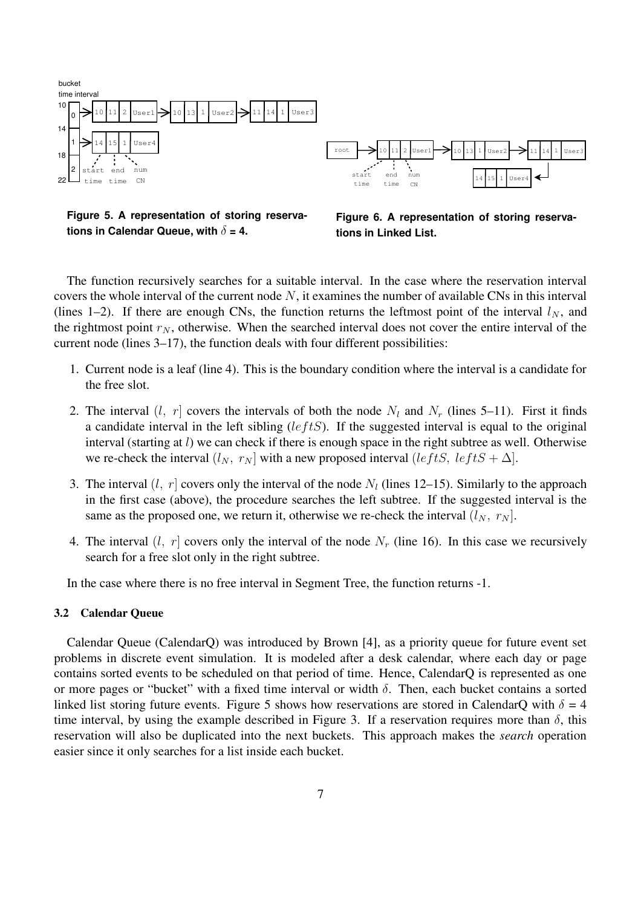Figure 5. A representation of storing reservations in Calendar Queue, with $\delta$ = 4.

Figure 6. A representation of storing reservations in Linked List.

The function recursively searches for a suitable interval. In the case where the reservation interval covers the whole interval of the current node $N$, it examines the number of available CNs in this interval (lines 1–2). If there are enough CNs, the function returns the leftmost point of the interval $l_N$, and the rightmost point $r_N$, otherwise. When the searched interval does not cover the entire interval of the current node (lines 3–17), the function deals with four different possibilities:

1. Current node is a leaf (line 4). This is the boundary condition where the interval is a candidate for the free slot.
2. The interval $(l,\ r]$ covers the intervals of both the node $N_l$ and $N_r$ (lines 5–11). First it finds a candidate interval in the left sibling ($leftS$). If the suggested interval is equal to the original interval (starting at $l$) we can check if there is enough space in the right subtree as well. Otherwise we re-check the interval $(l_N,\ r_N]$ with a new proposed interval $(leftS,\ leftS + \Delta]$.
3. The interval $(l,\ r]$ covers only the interval of the node $N_l$ (lines 12–15). Similarly to the approach in the first case (above), the procedure searches the left subtree. If the suggested interval is the same as the proposed one, we return it, otherwise we re-check the interval $(l_N,\ r_N]$.
4. The interval $(l,\ r]$ covers only the interval of the node $N_r$ (line 16). In this case we recursively search for a free slot only in the right subtree.

In the case where there is no free interval in Segment Tree, the function returns -1.

### 3.2 Calendar Queue

Calendar Queue (CalendarQ) was introduced by Brown [4], as a priority queue for future event set problems in discrete event simulation. It is modeled after a desk calendar, where each day or page contains sorted events to be scheduled on that period of time. Hence, CalendarQ is represented as one or more pages or "bucket" with a fixed time interval or width $\delta$. Then, each bucket contains a sorted linked list storing future events. Figure 5 shows how reservations are stored in CalendarQ with $\delta$ = 4 time interval, by using the example described in Figure 3. If a reservation requires more than $\delta$, this reservation will also be duplicated into the next buckets. This approach makes the *search* operation easier since it only searches for a list inside each bucket.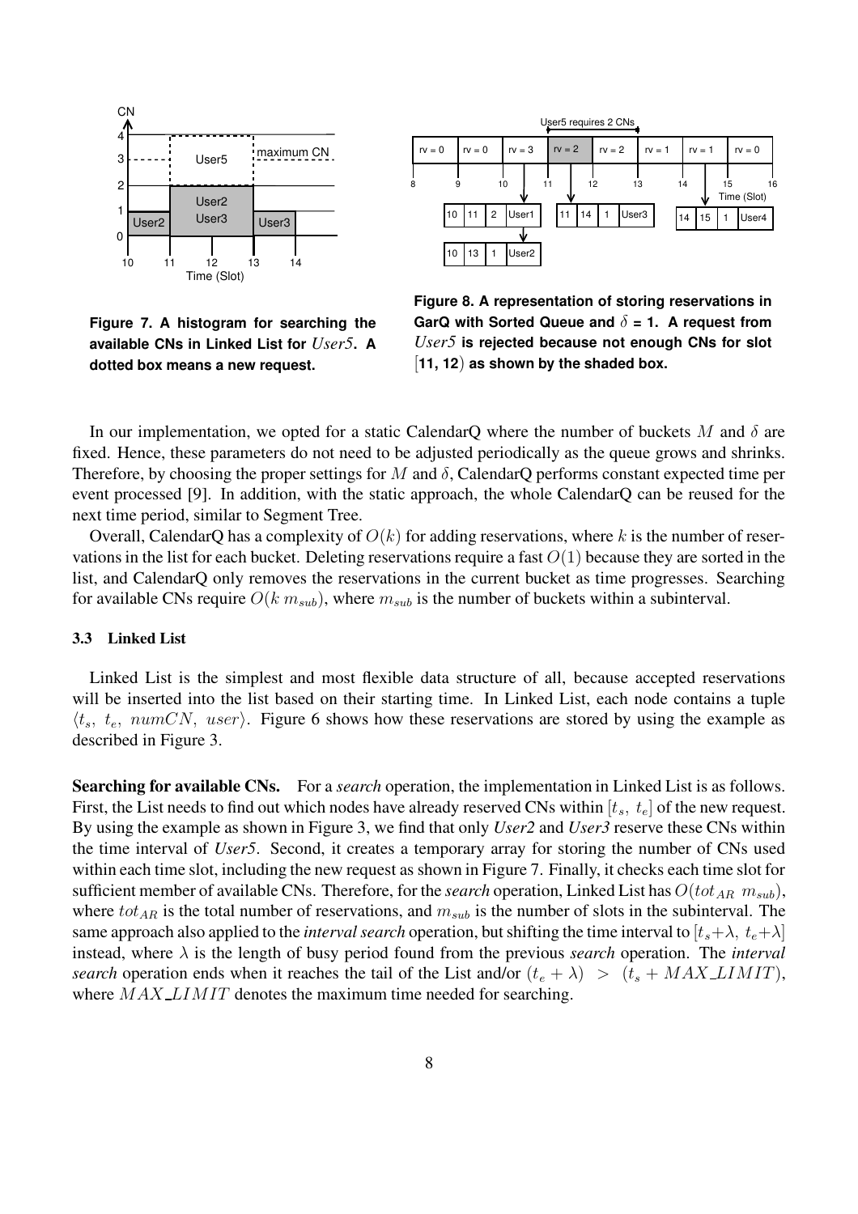Figure 7. A histogram for searching the available CNs in Linked List for *User5*. A dotted box means a new request.

Figure 8. A representation of storing reservations in GarQ with Sorted Queue and $\delta$ = 1. A request from *User5* is rejected because not enough CNs for slot $[11, 12)$ as shown by the shaded box.

In our implementation, we opted for a static CalendarQ where the number of buckets $M$ and $\delta$ are fixed. Hence, these parameters do not need to be adjusted periodically as the queue grows and shrinks. Therefore, by choosing the proper settings for $M$ and $\delta$, CalendarQ performs constant expected time per event processed [9]. In addition, with the static approach, the whole CalendarQ can be reused for the next time period, similar to Segment Tree.

Overall, CalendarQ has a complexity of $O(k)$ for adding reservations, where $k$ is the number of reservations in the list for each bucket. Deleting reservations require a fast $O(1)$ because they are sorted in the list, and CalendarQ only removes the reservations in the current bucket as time progresses. Searching for available CNs require $O(k\ m_{sub})$, where $m_{sub}$ is the number of buckets within a subinterval.

### 3.3 Linked List

Linked List is the simplest and most flexible data structure of all, because accepted reservations will be inserted into the list based on their starting time. In Linked List, each node contains a tuple $\langle t_s,\ t_e,\ numCN,\ user \rangle$. Figure 6 shows how these reservations are stored by using the example as described in Figure 3.

**Searching for available CNs.** For a *search* operation, the implementation in Linked List is as follows. First, the List needs to find out which nodes have already reserved CNs within $[t_s,\ t_e]$ of the new request. By using the example as shown in Figure 3, we find that only *User2* and *User3* reserve these CNs within the time interval of *User5*. Second, it creates a temporary array for storing the number of CNs used within each time slot, including the new request as shown in Figure 7. Finally, it checks each time slot for sufficient member of available CNs. Therefore, for the *search* operation, Linked List has $O(tot_{AR}\ m_{sub})$, where $tot_{AR}$ is the total number of reservations, and $m_{sub}$ is the number of slots in the subinterval. The same approach also applied to the *interval search* operation, but shifting the time interval to $[t_s+\lambda,\ t_e+\lambda]$ instead, where $\lambda$ is the length of busy period found from the previous *search* operation. The *interval search* operation ends when it reaches the tail of the List and/or $(t_e + \lambda)\ >\ (t_s + MAX\_LIMIT)$, where $MAX\_LIMIT$ denotes the maximum time needed for searching.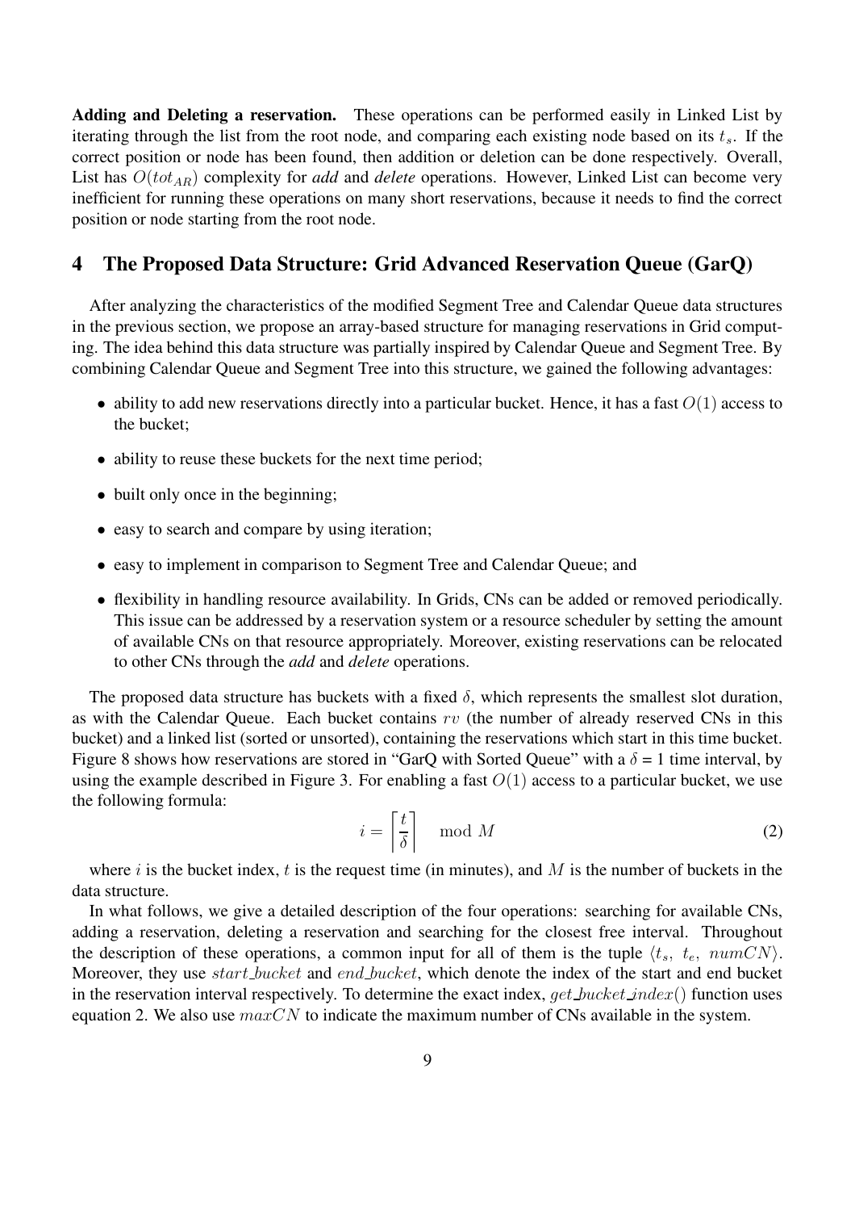**Adding and Deleting a reservation.** These operations can be performed easily in Linked List by iterating through the list from the root node, and comparing each existing node based on its $t_s$. If the correct position or node has been found, then addition or deletion can be done respectively. Overall, List has $O(tot_{AR})$ complexity for *add* and *delete* operations. However, Linked List can become very inefficient for running these operations on many short reservations, because it needs to find the correct position or node starting from the root node.

## 4 The Proposed Data Structure: Grid Advanced Reservation Queue (GarQ)

After analyzing the characteristics of the modified Segment Tree and Calendar Queue data structures in the previous section, we propose an array-based structure for managing reservations in Grid computing. The idea behind this data structure was partially inspired by Calendar Queue and Segment Tree. By combining Calendar Queue and Segment Tree into this structure, we gained the following advantages:

- ability to add new reservations directly into a particular bucket. Hence, it has a fast $O(1)$ access to the bucket;
- ability to reuse these buckets for the next time period;
- built only once in the beginning;
- easy to search and compare by using iteration;
- easy to implement in comparison to Segment Tree and Calendar Queue; and
- flexibility in handling resource availability. In Grids, CNs can be added or removed periodically. This issue can be addressed by a reservation system or a resource scheduler by setting the amount of available CNs on that resource appropriately. Moreover, existing reservations can be relocated to other CNs through the *add* and *delete* operations.

The proposed data structure has buckets with a fixed $\delta$, which represents the smallest slot duration, as with the Calendar Queue. Each bucket contains $rv$ (the number of already reserved CNs in this bucket) and a linked list (sorted or unsorted), containing the reservations which start in this time bucket. Figure 8 shows how reservations are stored in "GarQ with Sorted Queue" with a $\delta$ = 1 time interval, by using the example described in Figure 3. For enabling a fast $O(1)$ access to a particular bucket, we use the following formula:

$$i = \left\lceil \frac{t}{\delta} \right\rceil \mod M \tag{2}$$

where $i$ is the bucket index, $t$ is the request time (in minutes), and $M$ is the number of buckets in the data structure.

In what follows, we give a detailed description of the four operations: searching for available CNs, adding a reservation, deleting a reservation and searching for the closest free interval. Throughout the description of these operations, a common input for all of them is the tuple $\langle t_s,\ t_e,\ numCN \rangle$. Moreover, they use $start\_bucket$ and $end\_bucket$, which denote the index of the start and end bucket in the reservation interval respectively. To determine the exact index, $get\_bucket\_index()$ function uses equation 2. We also use $maxCN$ to indicate the maximum number of CNs available in the system.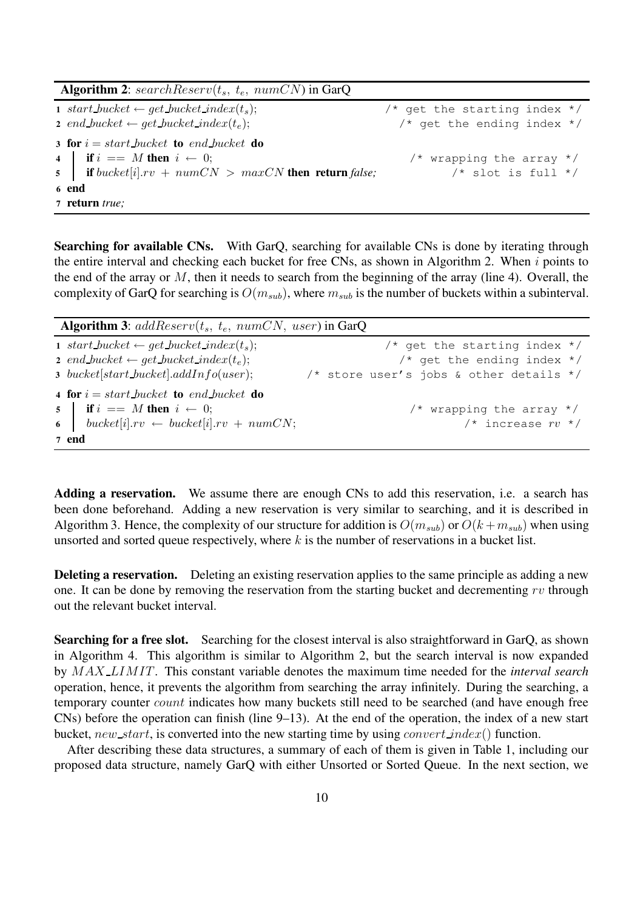**Algorithm 2**: $searchReserv(t_s,\ t_e,\ numCN)$ in GarQ

```
1 start_bucket ← get_bucket_index(t_s);                    /* get the starting index */
2 end_bucket ← get_bucket_index(t_e);                        /* get the ending index */
3 for i = start_bucket to end_bucket do
4     if i == M then i ← 0;                                  /* wrapping the array */
5     if bucket[i].rv + numCN > maxCN then return false;         /* slot is full */
6 end
7 return true;
```

**Searching for available CNs.** With GarQ, searching for available CNs is done by iterating through the entire interval and checking each bucket for free CNs, as shown in Algorithm 2. When $i$ points to the end of the array or $M$, then it needs to search from the beginning of the array (line 4). Overall, the complexity of GarQ for searching is $O(m_{sub})$, where $m_{sub}$ is the number of buckets within a subinterval.

**Algorithm 3**: $addReserv(t_s,\ t_e,\ numCN,\ user)$ in GarQ

```
1 start_bucket ← get_bucket_index(t_s);                    /* get the starting index */
2 end_bucket ← get_bucket_index(t_e);                        /* get the ending index */
3 bucket[start_bucket].addInfo(user);          /* store user's jobs & other details */
4 for i = start_bucket to end_bucket do
5     if i == M then i ← 0;                                  /* wrapping the array */
6     bucket[i].rv ← bucket[i].rv + numCN;                          /* increase rv */
7 end
```

**Adding a reservation.** We assume there are enough CNs to add this reservation, i.e. a search has been done beforehand. Adding a new reservation is very similar to searching, and it is described in Algorithm 3. Hence, the complexity of our structure for addition is $O(m_{sub})$ or $O(k+m_{sub})$ when using unsorted and sorted queue respectively, where $k$ is the number of reservations in a bucket list.

**Deleting a reservation.** Deleting an existing reservation applies to the same principle as adding a new one. It can be done by removing the reservation from the starting bucket and decrementing $rv$ through out the relevant bucket interval.

**Searching for a free slot.** Searching for the closest interval is also straightforward in GarQ, as shown in Algorithm 4. This algorithm is similar to Algorithm 2, but the search interval is now expanded by $MAX\_LIMIT$. This constant variable denotes the maximum time needed for the *interval search* operation, hence, it prevents the algorithm from searching the array infinitely. During the searching, a temporary counter $count$ indicates how many buckets still need to be searched (and have enough free CNs) before the operation can finish (line 9–13). At the end of the operation, the index of a new start bucket, $new\_start$, is converted into the new starting time by using $convert\_index()$ function.

After describing these data structures, a summary of each of them is given in Table 1, including our proposed data structure, namely GarQ with either Unsorted or Sorted Queue. In the next section, we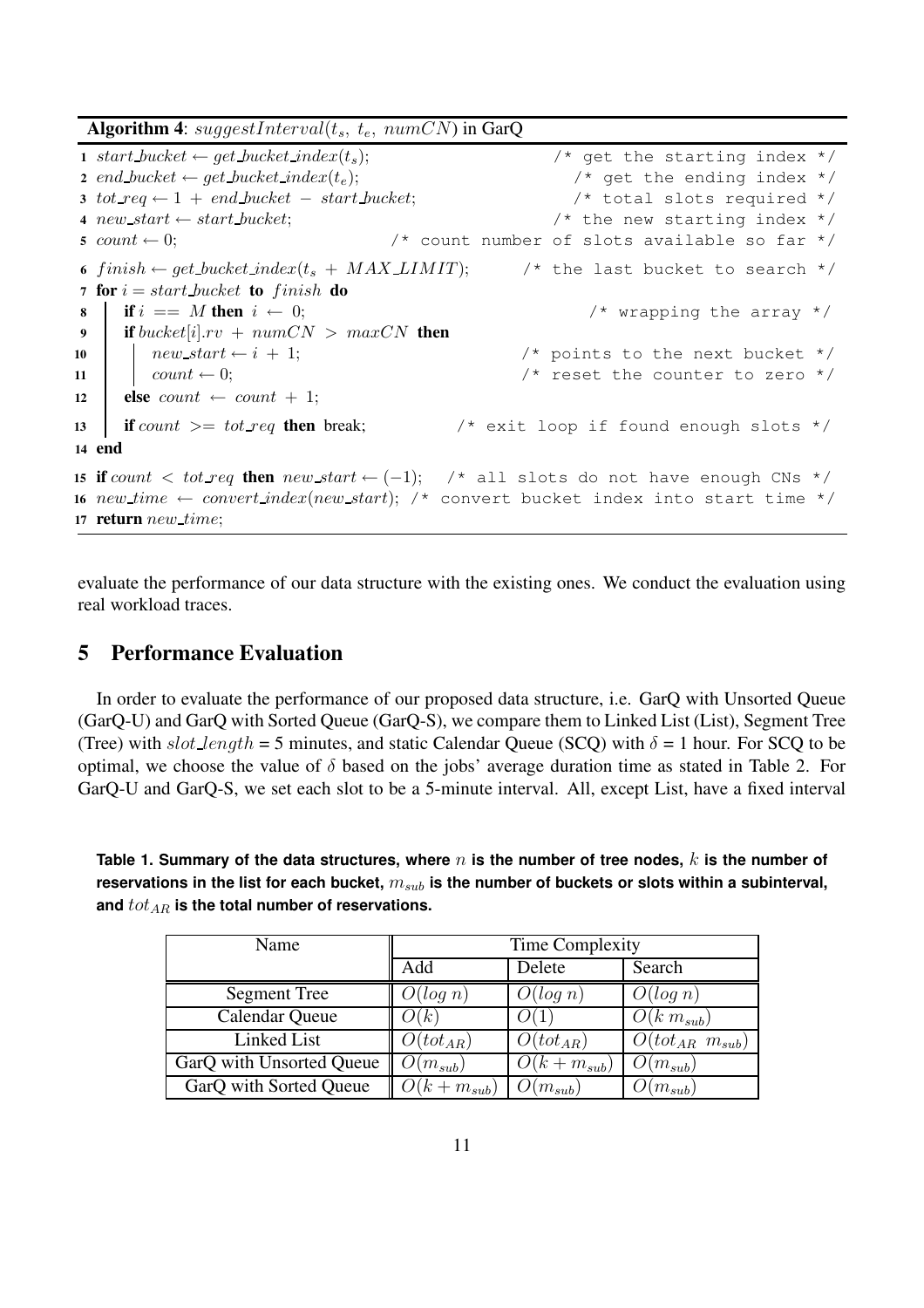**Algorithm 4**: $suggestInterval(t_s,\ t_e,\ numCN)$ in GarQ

```
1  start_bucket ← get_bucket_index(t_s);                  /* get the starting index */
2  end_bucket ← get_bucket_index(t_e);                    /* get the ending index */
3  tot_req ← 1 + end_bucket − start_bucket;               /* total slots required */
4  new_start ← start_bucket;                              /* the new starting index */
5  count ← 0;                                 /* count number of slots available so far */
6  finish ← get_bucket_index(t_s + MAX_LIMIT);            /* the last bucket to search */
7  for i = start_bucket to finish do
8      if i == M then i ← 0;                              /* wrapping the array */
9      if bucket[i].rv + numCN > maxCN then
10         new_start ← i + 1;                             /* points to the next bucket */
11         count ← 0;                                     /* reset the counter to zero */
12     else count ← count + 1;
13     if count >= tot_req then break;                    /* exit loop if found enough slots */
14 end
15 if count < tot_req then new_start ← (−1);   /* all slots do not have enough CNs */
16 new_time ← convert_index(new_start); /* convert bucket index into start time */
17 return new_time;
```

evaluate the performance of our data structure with the existing ones. We conduct the evaluation using real workload traces.

## 5 Performance Evaluation

In order to evaluate the performance of our proposed data structure, i.e. GarQ with Unsorted Queue (GarQ-U) and GarQ with Sorted Queue (GarQ-S), we compare them to Linked List (List), Segment Tree (Tree) with $slot\_length$ = 5 minutes, and static Calendar Queue (SCQ) with $\delta$ = 1 hour. For SCQ to be optimal, we choose the value of $\delta$ based on the jobs' average duration time as stated in Table 2. For GarQ-U and GarQ-S, we set each slot to be a 5-minute interval. All, except List, have a fixed interval

**Table 1. Summary of the data structures, where $n$ is the number of tree nodes, $k$ is the number of reservations in the list for each bucket, $m_{sub}$ is the number of buckets or slots within a subinterval, and $tot_{AR}$ is the total number of reservations.**

| Name | Time Complexity | | |
|---|---|---|---|
| | Add | Delete | Search |
| Segment Tree | $O(log\ n)$ | $O(log\ n)$ | $O(log\ n)$ |
| Calendar Queue | $O(k)$ | $O(1)$ | $O(k\ m_{sub})$ |
| Linked List | $O(tot_{AR})$ | $O(tot_{AR})$ | $O(tot_{AR}\ \ m_{sub})$ |
| GarQ with Unsorted Queue | $O(m_{sub})$ | $O(k + m_{sub})$ | $O(m_{sub})$ |
| GarQ with Sorted Queue | $O(k + m_{sub})$ | $O(m_{sub})$ | $O(m_{sub})$ |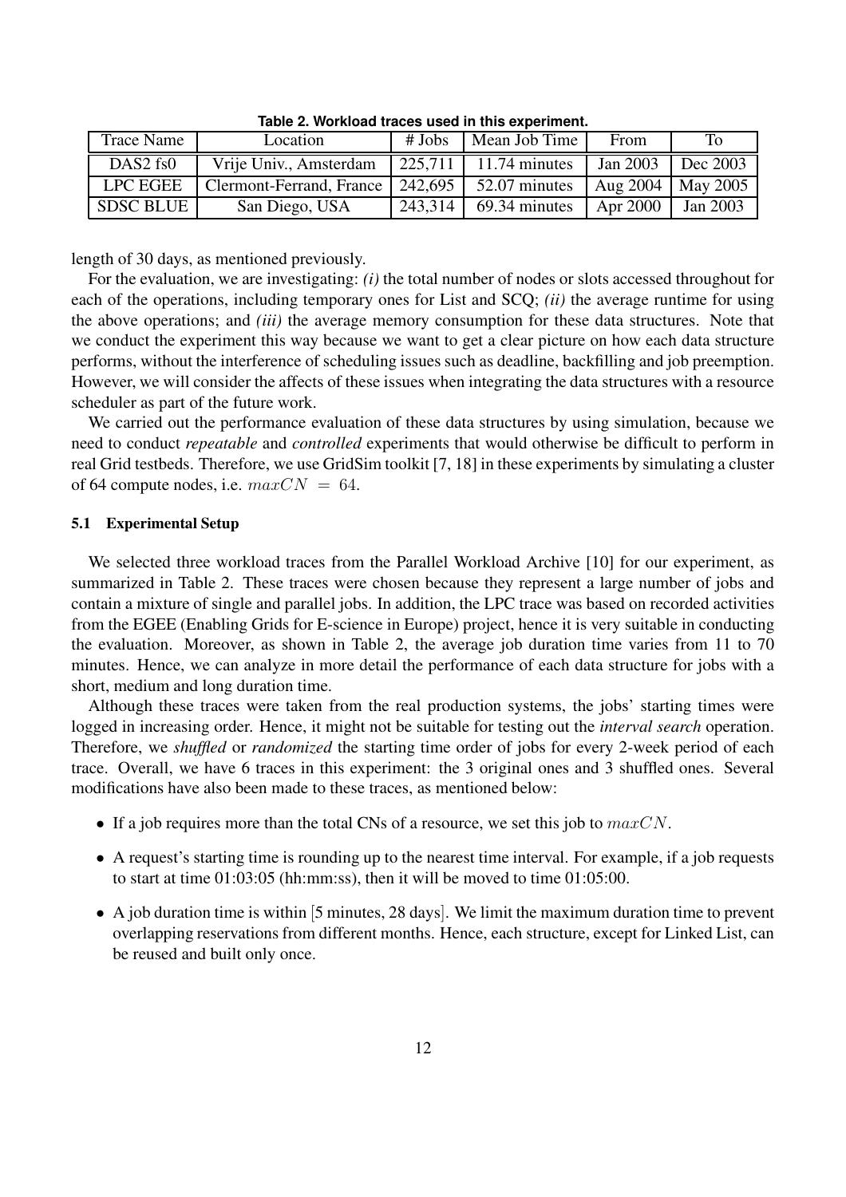Table 2. Workload traces used in this experiment.

| Trace Name | Location | # Jobs | Mean Job Time | From | To |
|---|---|---|---|---|---|
| DAS2 fs0 | Vrije Univ., Amsterdam | 225,711 | 11.74 minutes | Jan 2003 | Dec 2003 |
| LPC EGEE | Clermont-Ferrand, France | 242,695 | 52.07 minutes | Aug 2004 | May 2005 |
| SDSC BLUE | San Diego, USA | 243,314 | 69.34 minutes | Apr 2000 | Jan 2003 |

length of 30 days, as mentioned previously.

For the evaluation, we are investigating: *(i)* the total number of nodes or slots accessed throughout for each of the operations, including temporary ones for List and SCQ; *(ii)* the average runtime for using the above operations; and *(iii)* the average memory consumption for these data structures. Note that we conduct the experiment this way because we want to get a clear picture on how each data structure performs, without the interference of scheduling issues such as deadline, backfilling and job preemption. However, we will consider the affects of these issues when integrating the data structures with a resource scheduler as part of the future work.

We carried out the performance evaluation of these data structures by using simulation, because we need to conduct *repeatable* and *controlled* experiments that would otherwise be difficult to perform in real Grid testbeds. Therefore, we use GridSim toolkit [7, 18] in these experiments by simulating a cluster of 64 compute nodes, i.e. $maxCN = 64$.

### 5.1 Experimental Setup

We selected three workload traces from the Parallel Workload Archive [10] for our experiment, as summarized in Table 2. These traces were chosen because they represent a large number of jobs and contain a mixture of single and parallel jobs. In addition, the LPC trace was based on recorded activities from the EGEE (Enabling Grids for E-science in Europe) project, hence it is very suitable in conducting the evaluation. Moreover, as shown in Table 2, the average job duration time varies from 11 to 70 minutes. Hence, we can analyze in more detail the performance of each data structure for jobs with a short, medium and long duration time.

Although these traces were taken from the real production systems, the jobs' starting times were logged in increasing order. Hence, it might not be suitable for testing out the *interval search* operation. Therefore, we *shuffled* or *randomized* the starting time order of jobs for every 2-week period of each trace. Overall, we have 6 traces in this experiment: the 3 original ones and 3 shuffled ones. Several modifications have also been made to these traces, as mentioned below:

- If a job requires more than the total CNs of a resource, we set this job to $maxCN$.
- A request's starting time is rounding up to the nearest time interval. For example, if a job requests to start at time 01:03:05 (hh:mm:ss), then it will be moved to time 01:05:00.
- A job duration time is within [5 minutes, 28 days]. We limit the maximum duration time to prevent overlapping reservations from different months. Hence, each structure, except for Linked List, can be reused and built only once.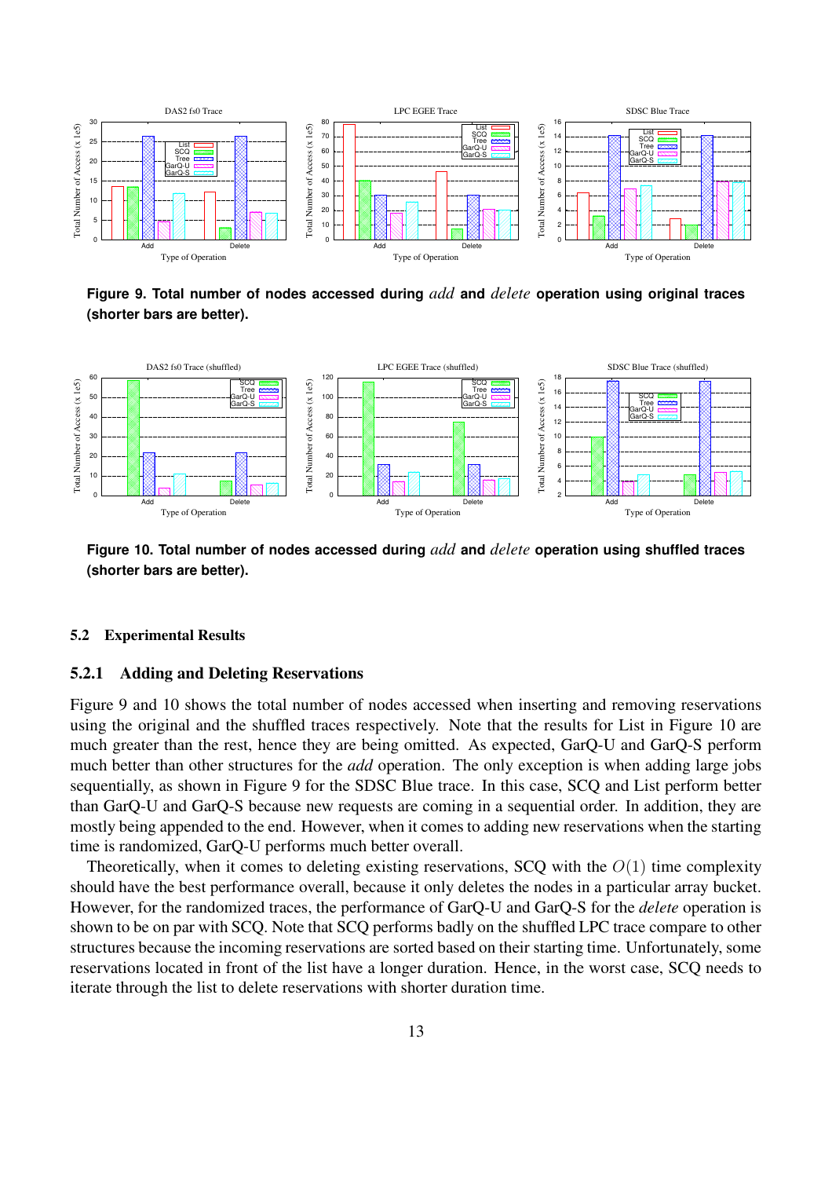**Figure 9. Total number of nodes accessed during *add* and *delete* operation using original traces (shorter bars are better).**

**Figure 10. Total number of nodes accessed during *add* and *delete* operation using shuffled traces (shorter bars are better).**

### 5.2 Experimental Results

#### 5.2.1 Adding and Deleting Reservations

Figure 9 and 10 shows the total number of nodes accessed when inserting and removing reservations using the original and the shuffled traces respectively. Note that the results for List in Figure 10 are much greater than the rest, hence they are being omitted. As expected, GarQ-U and GarQ-S perform much better than other structures for the *add* operation. The only exception is when adding large jobs sequentially, as shown in Figure 9 for the SDSC Blue trace. In this case, SCQ and List perform better than GarQ-U and GarQ-S because new requests are coming in a sequential order. In addition, they are mostly being appended to the end. However, when it comes to adding new reservations when the starting time is randomized, GarQ-U performs much better overall.

Theoretically, when it comes to deleting existing reservations, SCQ with the $O(1)$ time complexity should have the best performance overall, because it only deletes the nodes in a particular array bucket. However, for the randomized traces, the performance of GarQ-U and GarQ-S for the *delete* operation is shown to be on par with SCQ. Note that SCQ performs badly on the shuffled LPC trace compare to other structures because the incoming reservations are sorted based on their starting time. Unfortunately, some reservations located in front of the list have a longer duration. Hence, in the worst case, SCQ needs to iterate through the list to delete reservations with shorter duration time.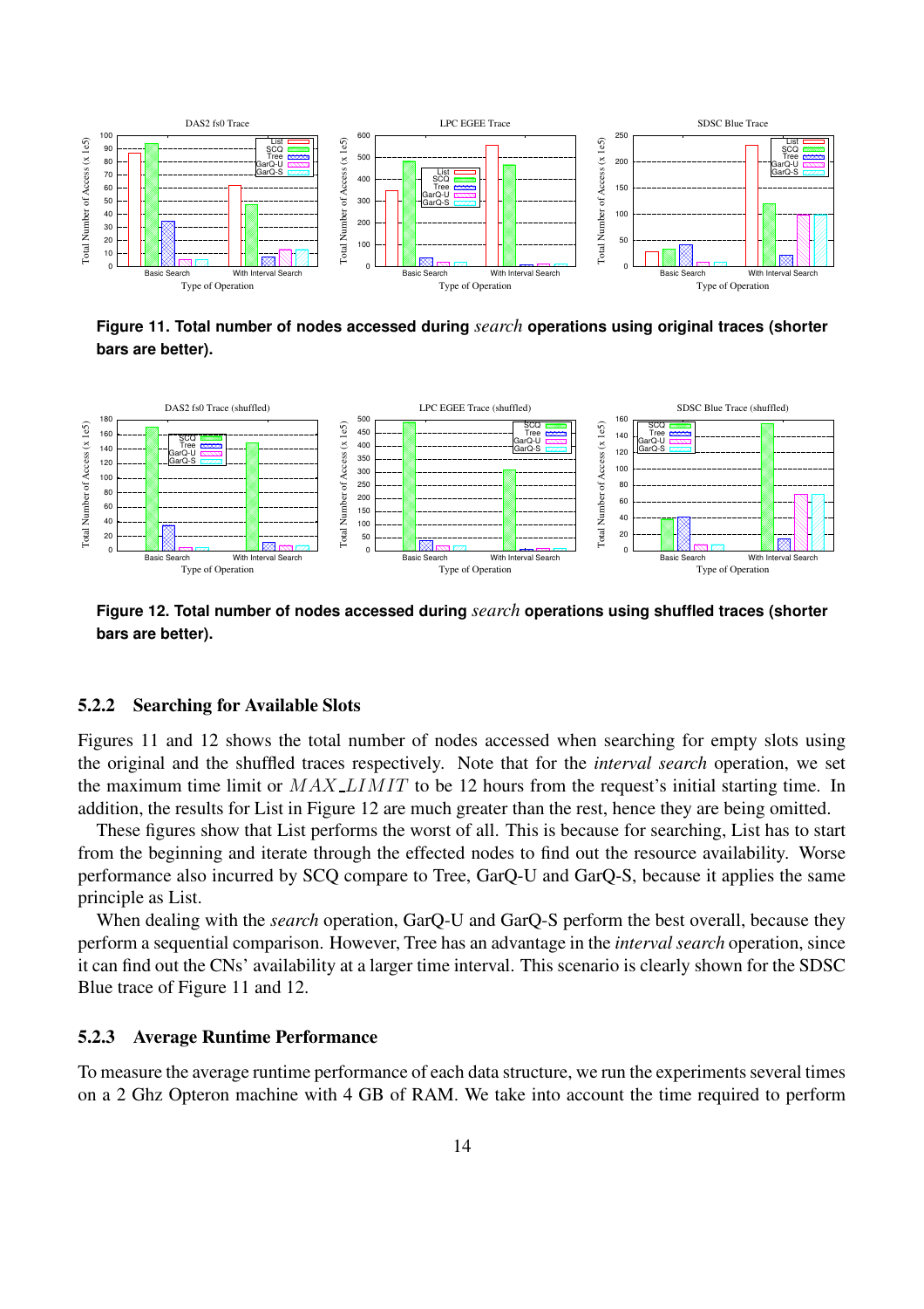Figure 11. Total number of nodes accessed during *search* operations using original traces (shorter bars are better).

Figure 12. Total number of nodes accessed during *search* operations using shuffled traces (shorter bars are better).

### 5.2.2 Searching for Available Slots

Figures 11 and 12 shows the total number of nodes accessed when searching for empty slots using the original and the shuffled traces respectively. Note that for the *interval search* operation, we set the maximum time limit or $MAX\_LIMIT$ to be 12 hours from the request's initial starting time. In addition, the results for List in Figure 12 are much greater than the rest, hence they are being omitted.

These figures show that List performs the worst of all. This is because for searching, List has to start from the beginning and iterate through the effected nodes to find out the resource availability. Worse performance also incurred by SCQ compare to Tree, GarQ-U and GarQ-S, because it applies the same principle as List.

When dealing with the *search* operation, GarQ-U and GarQ-S perform the best overall, because they perform a sequential comparison. However, Tree has an advantage in the *interval search* operation, since it can find out the CNs' availability at a larger time interval. This scenario is clearly shown for the SDSC Blue trace of Figure 11 and 12.

### 5.2.3 Average Runtime Performance

To measure the average runtime performance of each data structure, we run the experiments several times on a 2 Ghz Opteron machine with 4 GB of RAM. We take into account the time required to perform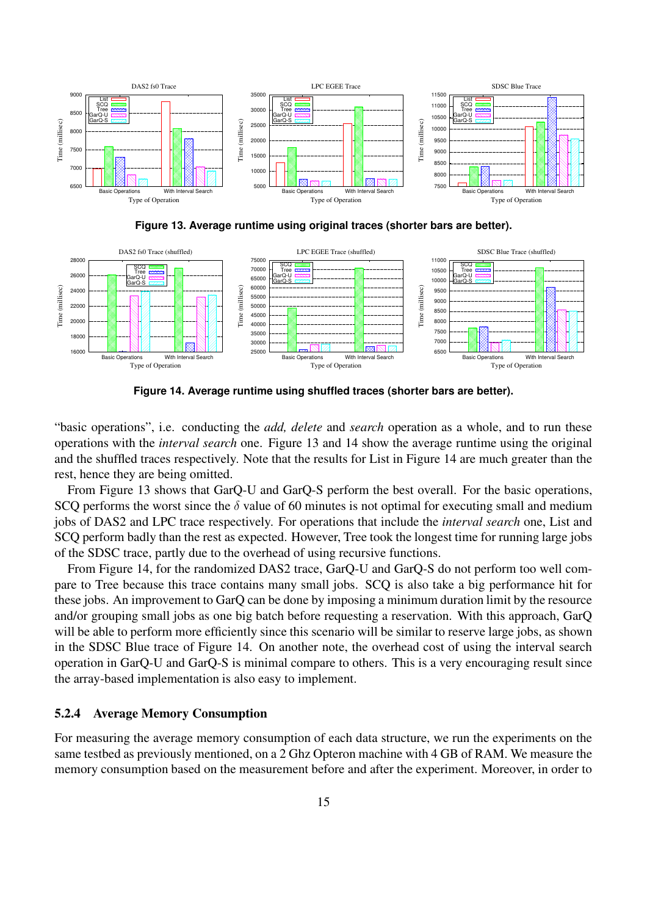**Figure 13. Average runtime using original traces (shorter bars are better).**

**Figure 14. Average runtime using shuffled traces (shorter bars are better).**

"basic operations", i.e. conducting the *add, delete* and *search* operation as a whole, and to run these operations with the *interval search* one. Figure 13 and 14 show the average runtime using the original and the shuffled traces respectively. Note that the results for List in Figure 14 are much greater than the rest, hence they are being omitted.

From Figure 13 shows that GarQ-U and GarQ-S perform the best overall. For the basic operations, SCQ performs the worst since the $\delta$ value of 60 minutes is not optimal for executing small and medium jobs of DAS2 and LPC trace respectively. For operations that include the *interval search* one, List and SCQ perform badly than the rest as expected. However, Tree took the longest time for running large jobs of the SDSC trace, partly due to the overhead of using recursive functions.

From Figure 14, for the randomized DAS2 trace, GarQ-U and GarQ-S do not perform too well compare to Tree because this trace contains many small jobs. SCQ is also take a big performance hit for these jobs. An improvement to GarQ can be done by imposing a minimum duration limit by the resource and/or grouping small jobs as one big batch before requesting a reservation. With this approach, GarQ will be able to perform more efficiently since this scenario will be similar to reserve large jobs, as shown in the SDSC Blue trace of Figure 14. On another note, the overhead cost of using the interval search operation in GarQ-U and GarQ-S is minimal compare to others. This is a very encouraging result since the array-based implementation is also easy to implement.

### 5.2.4 Average Memory Consumption

For measuring the average memory consumption of each data structure, we run the experiments on the same testbed as previously mentioned, on a 2 Ghz Opteron machine with 4 GB of RAM. We measure the memory consumption based on the measurement before and after the experiment. Moreover, in order to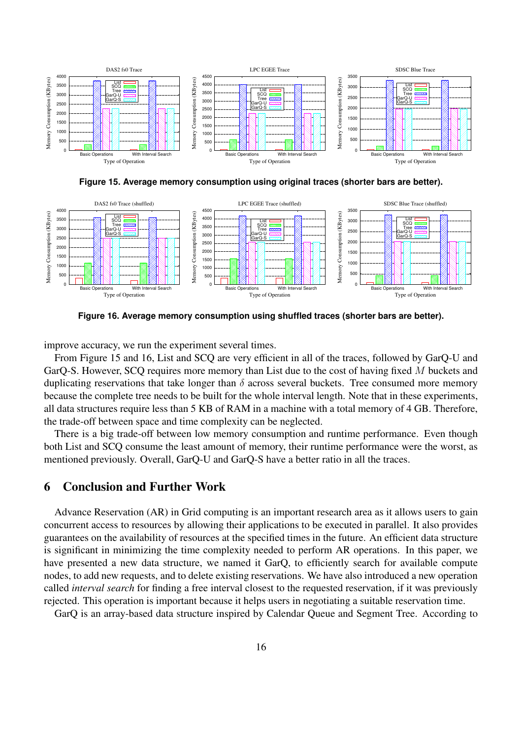Figure 15. Average memory consumption using original traces (shorter bars are better).

Figure 16. Average memory consumption using shuffled traces (shorter bars are better).

improve accuracy, we run the experiment several times.

From Figure 15 and 16, List and SCQ are very efficient in all of the traces, followed by GarQ-U and GarQ-S. However, SCQ requires more memory than List due to the cost of having fixed $M$ buckets and duplicating reservations that take longer than $\delta$ across several buckets. Tree consumed more memory because the complete tree needs to be built for the whole interval length. Note that in these experiments, all data structures require less than 5 KB of RAM in a machine with a total memory of 4 GB. Therefore, the trade-off between space and time complexity can be neglected.

There is a big trade-off between low memory consumption and runtime performance. Even though both List and SCQ consume the least amount of memory, their runtime performance were the worst, as mentioned previously. Overall, GarQ-U and GarQ-S have a better ratio in all the traces.

# 6 Conclusion and Further Work

Advance Reservation (AR) in Grid computing is an important research area as it allows users to gain concurrent access to resources by allowing their applications to be executed in parallel. It also provides guarantees on the availability of resources at the specified times in the future. An efficient data structure is significant in minimizing the time complexity needed to perform AR operations. In this paper, we have presented a new data structure, we named it GarQ, to efficiently search for available compute nodes, to add new requests, and to delete existing reservations. We have also introduced a new operation called *interval search* for finding a free interval closest to the requested reservation, if it was previously rejected. This operation is important because it helps users in negotiating a suitable reservation time.

GarQ is an array-based data structure inspired by Calendar Queue and Segment Tree. According to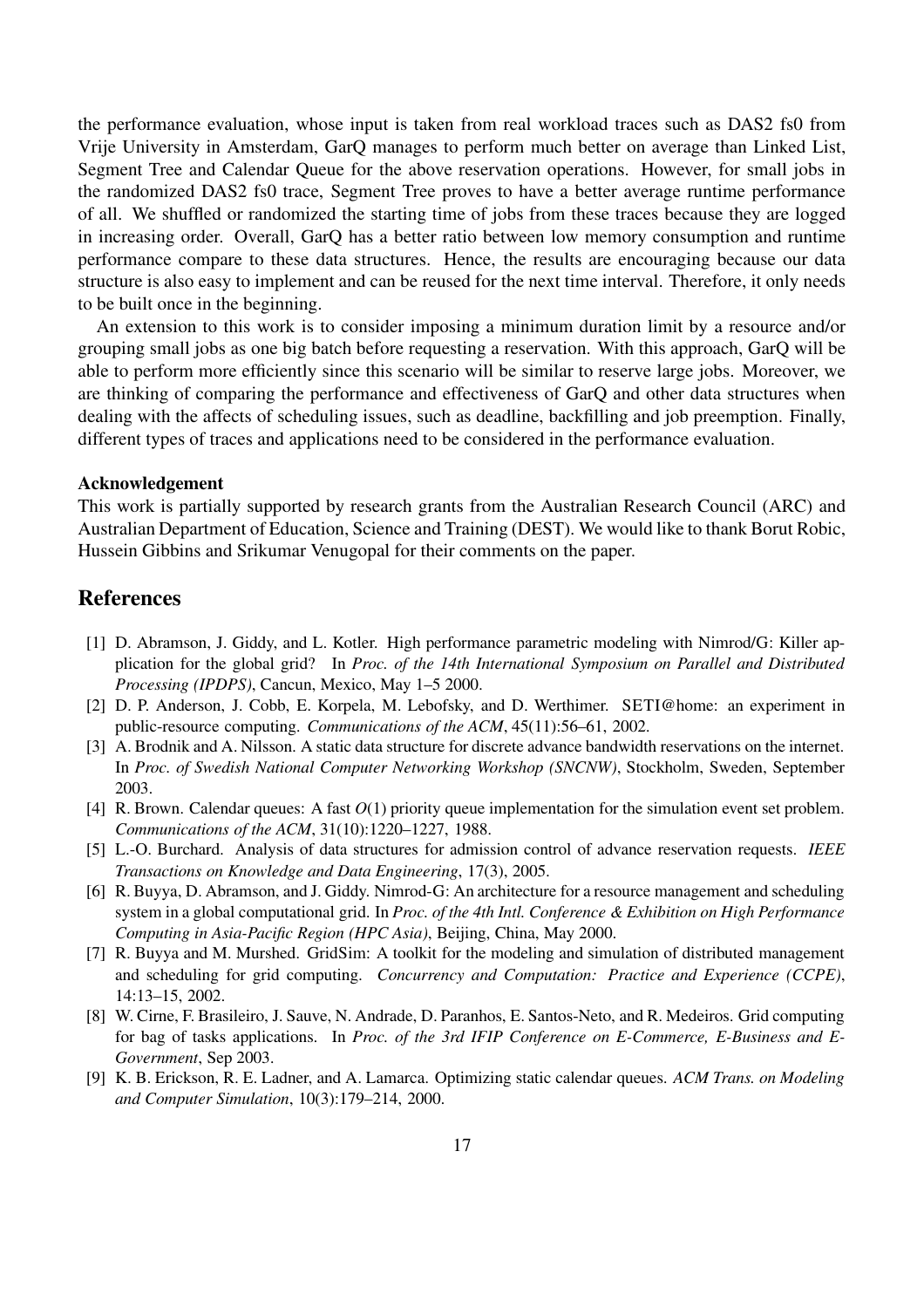the performance evaluation, whose input is taken from real workload traces such as DAS2 fs0 from Vrije University in Amsterdam, GarQ manages to perform much better on average than Linked List, Segment Tree and Calendar Queue for the above reservation operations. However, for small jobs in the randomized DAS2 fs0 trace, Segment Tree proves to have a better average runtime performance of all. We shuffled or randomized the starting time of jobs from these traces because they are logged in increasing order. Overall, GarQ has a better ratio between low memory consumption and runtime performance compare to these data structures. Hence, the results are encouraging because our data structure is also easy to implement and can be reused for the next time interval. Therefore, it only needs to be built once in the beginning.

An extension to this work is to consider imposing a minimum duration limit by a resource and/or grouping small jobs as one big batch before requesting a reservation. With this approach, GarQ will be able to perform more efficiently since this scenario will be similar to reserve large jobs. Moreover, we are thinking of comparing the performance and effectiveness of GarQ and other data structures when dealing with the affects of scheduling issues, such as deadline, backfilling and job preemption. Finally, different types of traces and applications need to be considered in the performance evaluation.

**Acknowledgement**

This work is partially supported by research grants from the Australian Research Council (ARC) and Australian Department of Education, Science and Training (DEST). We would like to thank Borut Robic, Hussein Gibbins and Srikumar Venugopal for their comments on the paper.

## References

[1] D. Abramson, J. Giddy, and L. Kotler. High performance parametric modeling with Nimrod/G: Killer application for the global grid? In *Proc. of the 14th International Symposium on Parallel and Distributed Processing (IPDPS)*, Cancun, Mexico, May 1–5 2000.

[2] D. P. Anderson, J. Cobb, E. Korpela, M. Lebofsky, and D. Werthimer. SETI@home: an experiment in public-resource computing. *Communications of the ACM*, 45(11):56–61, 2002.

[3] A. Brodnik and A. Nilsson. A static data structure for discrete advance bandwidth reservations on the internet. In *Proc. of Swedish National Computer Networking Workshop (SNCNW)*, Stockholm, Sweden, September 2003.

[4] R. Brown. Calendar queues: A fast $O(1)$ priority queue implementation for the simulation event set problem. *Communications of the ACM*, 31(10):1220–1227, 1988.

[5] L.-O. Burchard. Analysis of data structures for admission control of advance reservation requests. *IEEE Transactions on Knowledge and Data Engineering*, 17(3), 2005.

[6] R. Buyya, D. Abramson, and J. Giddy. Nimrod-G: An architecture for a resource management and scheduling system in a global computational grid. In *Proc. of the 4th Intl. Conference & Exhibition on High Performance Computing in Asia-Pacific Region (HPC Asia)*, Beijing, China, May 2000.

[7] R. Buyya and M. Murshed. GridSim: A toolkit for the modeling and simulation of distributed management and scheduling for grid computing. *Concurrency and Computation: Practice and Experience (CCPE)*, 14:13–15, 2002.

[8] W. Cirne, F. Brasileiro, J. Sauve, N. Andrade, D. Paranhos, E. Santos-Neto, and R. Medeiros. Grid computing for bag of tasks applications. In *Proc. of the 3rd IFIP Conference on E-Commerce, E-Business and E-Government*, Sep 2003.

[9] K. B. Erickson, R. E. Ladner, and A. Lamarca. Optimizing static calendar queues. *ACM Trans. on Modeling and Computer Simulation*, 10(3):179–214, 2000.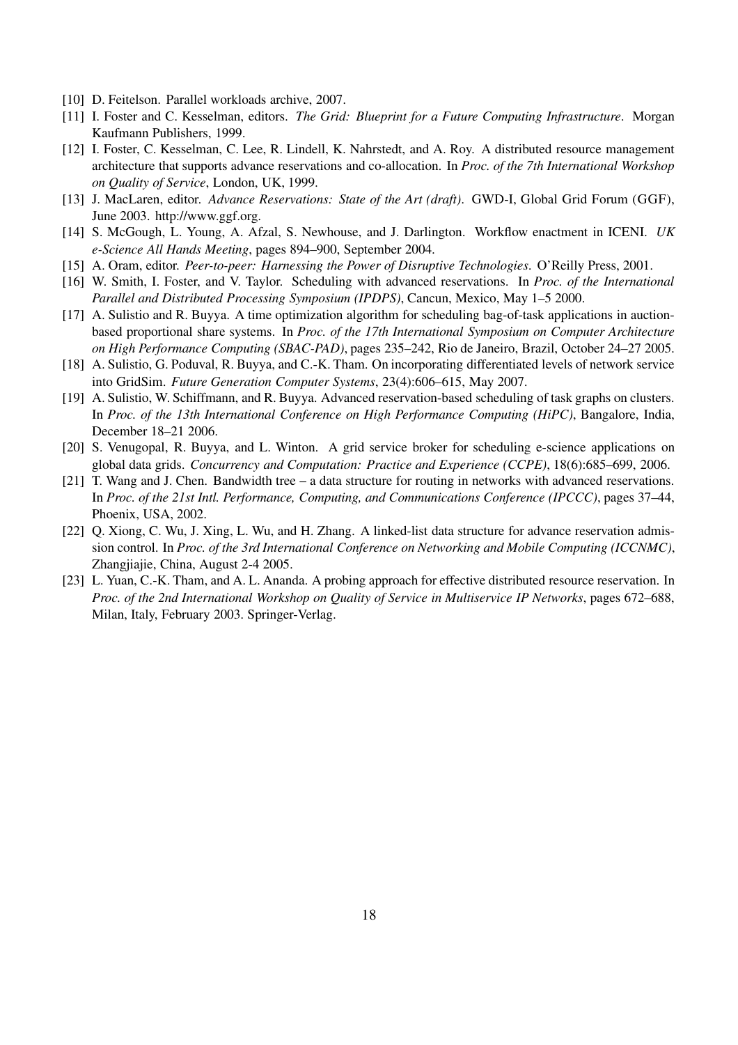[10] D. Feitelson. Parallel workloads archive, 2007.

[11] I. Foster and C. Kesselman, editors. *The Grid: Blueprint for a Future Computing Infrastructure*. Morgan Kaufmann Publishers, 1999.

[12] I. Foster, C. Kesselman, C. Lee, R. Lindell, K. Nahrstedt, and A. Roy. A distributed resource management architecture that supports advance reservations and co-allocation. In *Proc. of the 7th International Workshop on Quality of Service*, London, UK, 1999.

[13] J. MacLaren, editor. *Advance Reservations: State of the Art (draft)*. GWD-I, Global Grid Forum (GGF), June 2003. http://www.ggf.org.

[14] S. McGough, L. Young, A. Afzal, S. Newhouse, and J. Darlington. Workflow enactment in ICENI. *UK e-Science All Hands Meeting*, pages 894–900, September 2004.

[15] A. Oram, editor. *Peer-to-peer: Harnessing the Power of Disruptive Technologies*. O'Reilly Press, 2001.

[16] W. Smith, I. Foster, and V. Taylor. Scheduling with advanced reservations. In *Proc. of the International Parallel and Distributed Processing Symposium (IPDPS)*, Cancun, Mexico, May 1–5 2000.

[17] A. Sulistio and R. Buyya. A time optimization algorithm for scheduling bag-of-task applications in auction-based proportional share systems. In *Proc. of the 17th International Symposium on Computer Architecture on High Performance Computing (SBAC-PAD)*, pages 235–242, Rio de Janeiro, Brazil, October 24–27 2005.

[18] A. Sulistio, G. Poduval, R. Buyya, and C.-K. Tham. On incorporating differentiated levels of network service into GridSim. *Future Generation Computer Systems*, 23(4):606–615, May 2007.

[19] A. Sulistio, W. Schiffmann, and R. Buyya. Advanced reservation-based scheduling of task graphs on clusters. In *Proc. of the 13th International Conference on High Performance Computing (HiPC)*, Bangalore, India, December 18–21 2006.

[20] S. Venugopal, R. Buyya, and L. Winton. A grid service broker for scheduling e-science applications on global data grids. *Concurrency and Computation: Practice and Experience (CCPE)*, 18(6):685–699, 2006.

[21] T. Wang and J. Chen. Bandwidth tree – a data structure for routing in networks with advanced reservations. In *Proc. of the 21st Intl. Performance, Computing, and Communications Conference (IPCCC)*, pages 37–44, Phoenix, USA, 2002.

[22] Q. Xiong, C. Wu, J. Xing, L. Wu, and H. Zhang. A linked-list data structure for advance reservation admission control. In *Proc. of the 3rd International Conference on Networking and Mobile Computing (ICCNMC)*, Zhangjiajie, China, August 2-4 2005.

[23] L. Yuan, C.-K. Tham, and A. L. Ananda. A probing approach for effective distributed resource reservation. In *Proc. of the 2nd International Workshop on Quality of Service in Multiservice IP Networks*, pages 672–688, Milan, Italy, February 2003. Springer-Verlag.